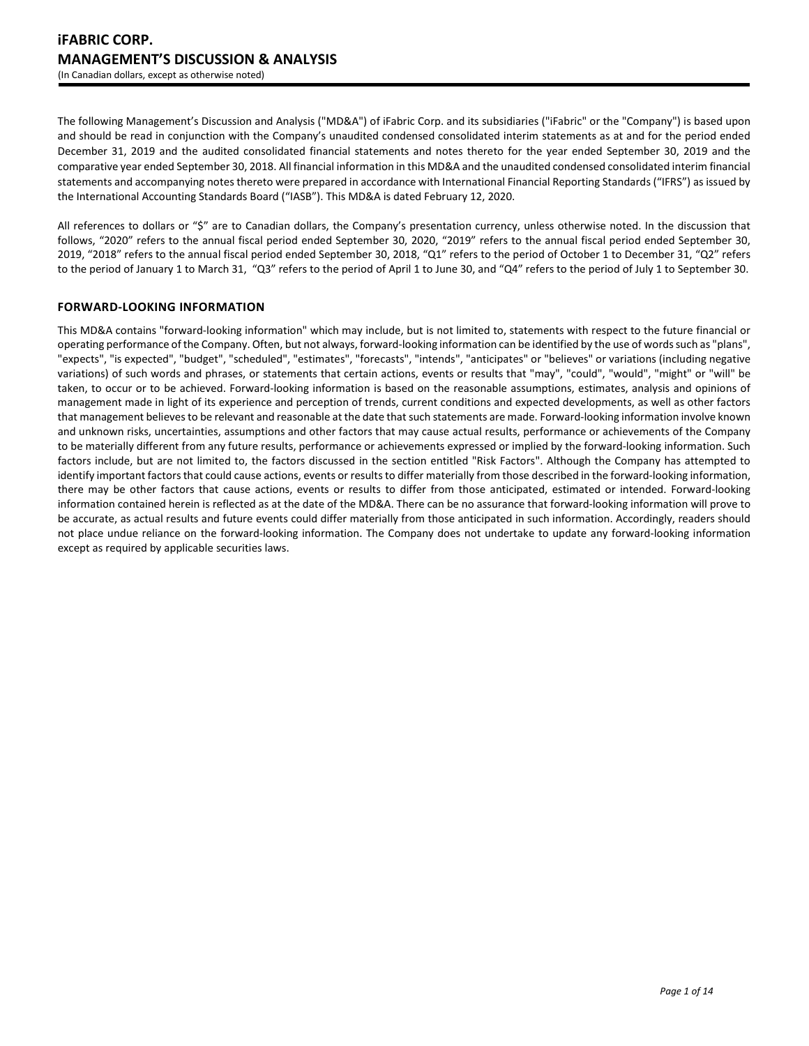# iFABRIC CORP.
# MANAGEMENT'S DISCUSSION & ANALYSIS

(In Canadian dollars, except as otherwise noted)

The following Management's Discussion and Analysis ("MD&A") of iFabric Corp. and its subsidiaries ("iFabric" or the "Company") is based upon and should be read in conjunction with the Company's unaudited condensed consolidated interim statements as at and for the period ended December 31, 2019 and the audited consolidated financial statements and notes thereto for the year ended September 30, 2019 and the comparative year ended September 30, 2018. All financial information in this MD&A and the unaudited condensed consolidated interim financial statements and accompanying notes thereto were prepared in accordance with International Financial Reporting Standards ("IFRS") as issued by the International Accounting Standards Board ("IASB"). This MD&A is dated February 12, 2020.

All references to dollars or "$" are to Canadian dollars, the Company's presentation currency, unless otherwise noted. In the discussion that follows, "2020" refers to the annual fiscal period ended September 30, 2020, "2019" refers to the annual fiscal period ended September 30, 2019, "2018" refers to the annual fiscal period ended September 30, 2018, "Q1" refers to the period of October 1 to December 31, "Q2" refers to the period of January 1 to March 31, "Q3" refers to the period of April 1 to June 30, and "Q4" refers to the period of July 1 to September 30.

## FORWARD-LOOKING INFORMATION

This MD&A contains "forward-looking information" which may include, but is not limited to, statements with respect to the future financial or operating performance of the Company. Often, but not always, forward-looking information can be identified by the use of words such as "plans", "expects", "is expected", "budget", "scheduled", "estimates", "forecasts", "intends", "anticipates" or "believes" or variations (including negative variations) of such words and phrases, or statements that certain actions, events or results that "may", "could", "would", "might" or "will" be taken, to occur or to be achieved. Forward-looking information is based on the reasonable assumptions, estimates, analysis and opinions of management made in light of its experience and perception of trends, current conditions and expected developments, as well as other factors that management believes to be relevant and reasonable at the date that such statements are made. Forward-looking information involve known and unknown risks, uncertainties, assumptions and other factors that may cause actual results, performance or achievements of the Company to be materially different from any future results, performance or achievements expressed or implied by the forward-looking information. Such factors include, but are not limited to, the factors discussed in the section entitled "Risk Factors". Although the Company has attempted to identify important factors that could cause actions, events or results to differ materially from those described in the forward-looking information, there may be other factors that cause actions, events or results to differ from those anticipated, estimated or intended. Forward-looking information contained herein is reflected as at the date of the MD&A. There can be no assurance that forward-looking information will prove to be accurate, as actual results and future events could differ materially from those anticipated in such information. Accordingly, readers should not place undue reliance on the forward-looking information. The Company does not undertake to update any forward-looking information except as required by applicable securities laws.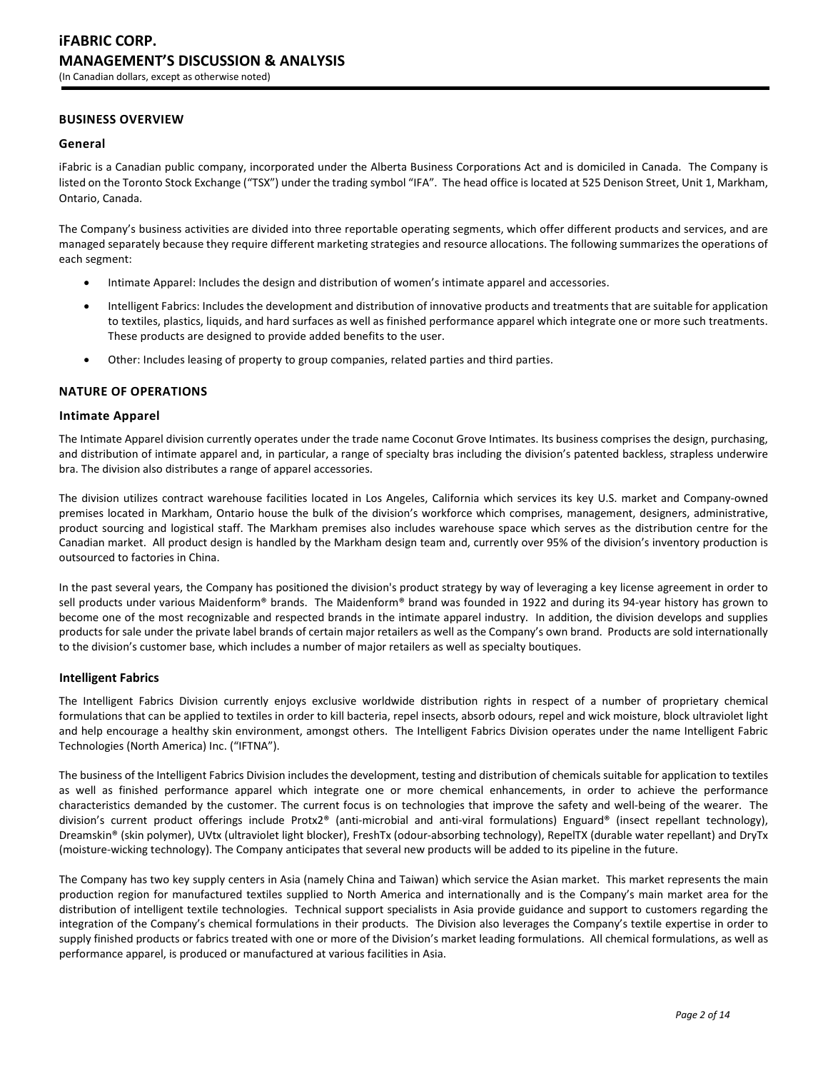## BUSINESS OVERVIEW

### General

iFabric is a Canadian public company, incorporated under the Alberta Business Corporations Act and is domiciled in Canada. The Company is listed on the Toronto Stock Exchange ("TSX") under the trading symbol "IFA". The head office is located at 525 Denison Street, Unit 1, Markham, Ontario, Canada.

The Company's business activities are divided into three reportable operating segments, which offer different products and services, and are managed separately because they require different marketing strategies and resource allocations. The following summarizes the operations of each segment:

- Intimate Apparel: Includes the design and distribution of women's intimate apparel and accessories.
- Intelligent Fabrics: Includes the development and distribution of innovative products and treatments that are suitable for application to textiles, plastics, liquids, and hard surfaces as well as finished performance apparel which integrate one or more such treatments. These products are designed to provide added benefits to the user.
- Other: Includes leasing of property to group companies, related parties and third parties.

## NATURE OF OPERATIONS

### Intimate Apparel

The Intimate Apparel division currently operates under the trade name Coconut Grove Intimates. Its business comprises the design, purchasing, and distribution of intimate apparel and, in particular, a range of specialty bras including the division's patented backless, strapless underwire bra. The division also distributes a range of apparel accessories.

The division utilizes contract warehouse facilities located in Los Angeles, California which services its key U.S. market and Company-owned premises located in Markham, Ontario house the bulk of the division's workforce which comprises, management, designers, administrative, product sourcing and logistical staff. The Markham premises also includes warehouse space which serves as the distribution centre for the Canadian market. All product design is handled by the Markham design team and, currently over 95% of the division's inventory production is outsourced to factories in China.

In the past several years, the Company has positioned the division's product strategy by way of leveraging a key license agreement in order to sell products under various Maidenform® brands. The Maidenform® brand was founded in 1922 and during its 94-year history has grown to become one of the most recognizable and respected brands in the intimate apparel industry. In addition, the division develops and supplies products for sale under the private label brands of certain major retailers as well as the Company's own brand. Products are sold internationally to the division's customer base, which includes a number of major retailers as well as specialty boutiques.

### Intelligent Fabrics

The Intelligent Fabrics Division currently enjoys exclusive worldwide distribution rights in respect of a number of proprietary chemical formulations that can be applied to textiles in order to kill bacteria, repel insects, absorb odours, repel and wick moisture, block ultraviolet light and help encourage a healthy skin environment, amongst others. The Intelligent Fabrics Division operates under the name Intelligent Fabric Technologies (North America) Inc. ("IFTNA").

The business of the Intelligent Fabrics Division includes the development, testing and distribution of chemicals suitable for application to textiles as well as finished performance apparel which integrate one or more chemical enhancements, in order to achieve the performance characteristics demanded by the customer. The current focus is on technologies that improve the safety and well-being of the wearer. The division's current product offerings include Protx2® (anti-microbial and anti-viral formulations) Enguard® (insect repellant technology), Dreamskin® (skin polymer), UVtx (ultraviolet light blocker), FreshTx (odour-absorbing technology), RepelTX (durable water repellant) and DryTx (moisture-wicking technology). The Company anticipates that several new products will be added to its pipeline in the future.

The Company has two key supply centers in Asia (namely China and Taiwan) which service the Asian market. This market represents the main production region for manufactured textiles supplied to North America and internationally and is the Company's main market area for the distribution of intelligent textile technologies. Technical support specialists in Asia provide guidance and support to customers regarding the integration of the Company's chemical formulations in their products. The Division also leverages the Company's textile expertise in order to supply finished products or fabrics treated with one or more of the Division's market leading formulations. All chemical formulations, as well as performance apparel, is produced or manufactured at various facilities in Asia.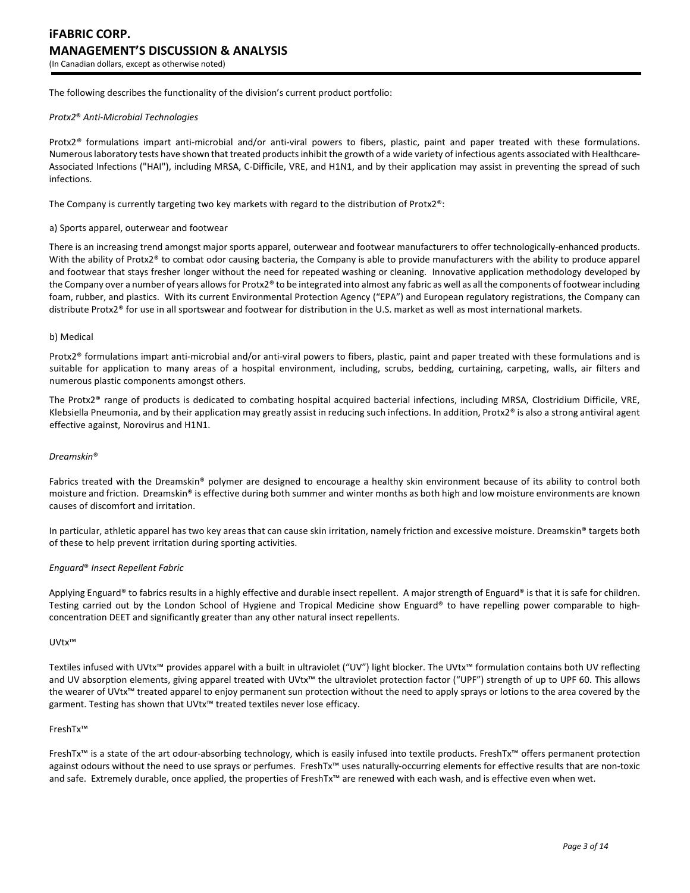The following describes the functionality of the division's current product portfolio:

*Protx2® Anti-Microbial Technologies*

Protx2® formulations impart anti-microbial and/or anti-viral powers to fibers, plastic, paint and paper treated with these formulations. Numerous laboratory tests have shown that treated products inhibit the growth of a wide variety of infectious agents associated with Healthcare-Associated Infections ("HAI"), including MRSA, C-Difficile, VRE, and H1N1, and by their application may assist in preventing the spread of such infections.

The Company is currently targeting two key markets with regard to the distribution of Protx2®:

a) Sports apparel, outerwear and footwear

There is an increasing trend amongst major sports apparel, outerwear and footwear manufacturers to offer technologically-enhanced products. With the ability of Protx2® to combat odor causing bacteria, the Company is able to provide manufacturers with the ability to produce apparel and footwear that stays fresher longer without the need for repeated washing or cleaning. Innovative application methodology developed by the Company over a number of years allows for Protx2® to be integrated into almost any fabric as well as all the components of footwear including foam, rubber, and plastics. With its current Environmental Protection Agency ("EPA") and European regulatory registrations, the Company can distribute Protx2® for use in all sportswear and footwear for distribution in the U.S. market as well as most international markets.

b) Medical

Protx2® formulations impart anti-microbial and/or anti-viral powers to fibers, plastic, paint and paper treated with these formulations and is suitable for application to many areas of a hospital environment, including, scrubs, bedding, curtaining, carpeting, walls, air filters and numerous plastic components amongst others.

The Protx2® range of products is dedicated to combating hospital acquired bacterial infections, including MRSA, Clostridium Difficile, VRE, Klebsiella Pneumonia, and by their application may greatly assist in reducing such infections. In addition, Protx2® is also a strong antiviral agent effective against, Norovirus and H1N1.

*Dreamskin®*

Fabrics treated with the Dreamskin® polymer are designed to encourage a healthy skin environment because of its ability to control both moisture and friction. Dreamskin® is effective during both summer and winter months as both high and low moisture environments are known causes of discomfort and irritation.

In particular, athletic apparel has two key areas that can cause skin irritation, namely friction and excessive moisture. Dreamskin® targets both of these to help prevent irritation during sporting activities.

*Enguard® Insect Repellent Fabric*

Applying Enguard® to fabrics results in a highly effective and durable insect repellent. A major strength of Enguard® is that it is safe for children. Testing carried out by the London School of Hygiene and Tropical Medicine show Enguard® to have repelling power comparable to high-concentration DEET and significantly greater than any other natural insect repellents.

UVtx™

Textiles infused with UVtx™ provides apparel with a built in ultraviolet ("UV") light blocker. The UVtx™ formulation contains both UV reflecting and UV absorption elements, giving apparel treated with UVtx™ the ultraviolet protection factor ("UPF") strength of up to UPF 60. This allows the wearer of UVtx™ treated apparel to enjoy permanent sun protection without the need to apply sprays or lotions to the area covered by the garment. Testing has shown that UVtx™ treated textiles never lose efficacy.

FreshTx™

FreshTx™ is a state of the art odour-absorbing technology, which is easily infused into textile products. FreshTx™ offers permanent protection against odours without the need to use sprays or perfumes. FreshTx™ uses naturally-occurring elements for effective results that are non-toxic and safe. Extremely durable, once applied, the properties of FreshTx™ are renewed with each wash, and is effective even when wet.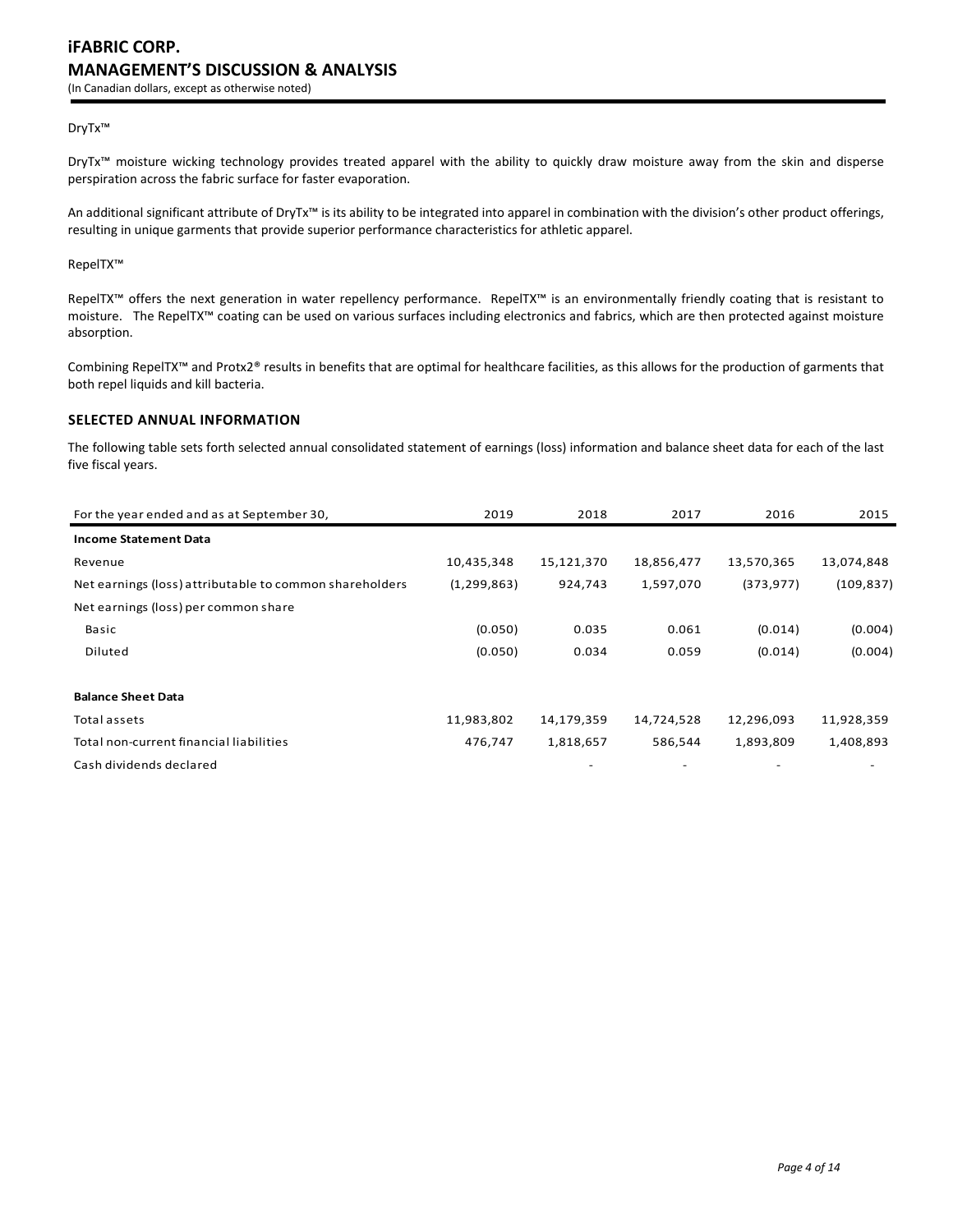DryTx™

DryTx™ moisture wicking technology provides treated apparel with the ability to quickly draw moisture away from the skin and disperse perspiration across the fabric surface for faster evaporation.

An additional significant attribute of DryTx™ is its ability to be integrated into apparel in combination with the division's other product offerings, resulting in unique garments that provide superior performance characteristics for athletic apparel.

RepelTX™

RepelTX™ offers the next generation in water repellency performance. RepelTX™ is an environmentally friendly coating that is resistant to moisture. The RepelTX™ coating can be used on various surfaces including electronics and fabrics, which are then protected against moisture absorption.

Combining RepelTX™ and Protx2® results in benefits that are optimal for healthcare facilities, as this allows for the production of garments that both repel liquids and kill bacteria.

## SELECTED ANNUAL INFORMATION

The following table sets forth selected annual consolidated statement of earnings (loss) information and balance sheet data for each of the last five fiscal years.

| For the year ended and as at September 30, | 2019 | 2018 | 2017 | 2016 | 2015 |
|---|---|---|---|---|---|
| **Income Statement Data** | | | | | |
| Revenue | 10,435,348 | 15,121,370 | 18,856,477 | 13,570,365 | 13,074,848 |
| Net earnings (loss) attributable to common shareholders | (1,299,863) | 924,743 | 1,597,070 | (373,977) | (109,837) |
| Net earnings (loss) per common share | | | | | |
| Basic | (0.050) | 0.035 | 0.061 | (0.014) | (0.004) |
| Diluted | (0.050) | 0.034 | 0.059 | (0.014) | (0.004) |
| | | | | | |
| **Balance Sheet Data** | | | | | |
| Total assets | 11,983,802 | 14,179,359 | 14,724,528 | 12,296,093 | 11,928,359 |
| Total non-current financial liabilities | 476,747 | 1,818,657 | 586,544 | 1,893,809 | 1,408,893 |
| Cash dividends declared | | - | - | - | - |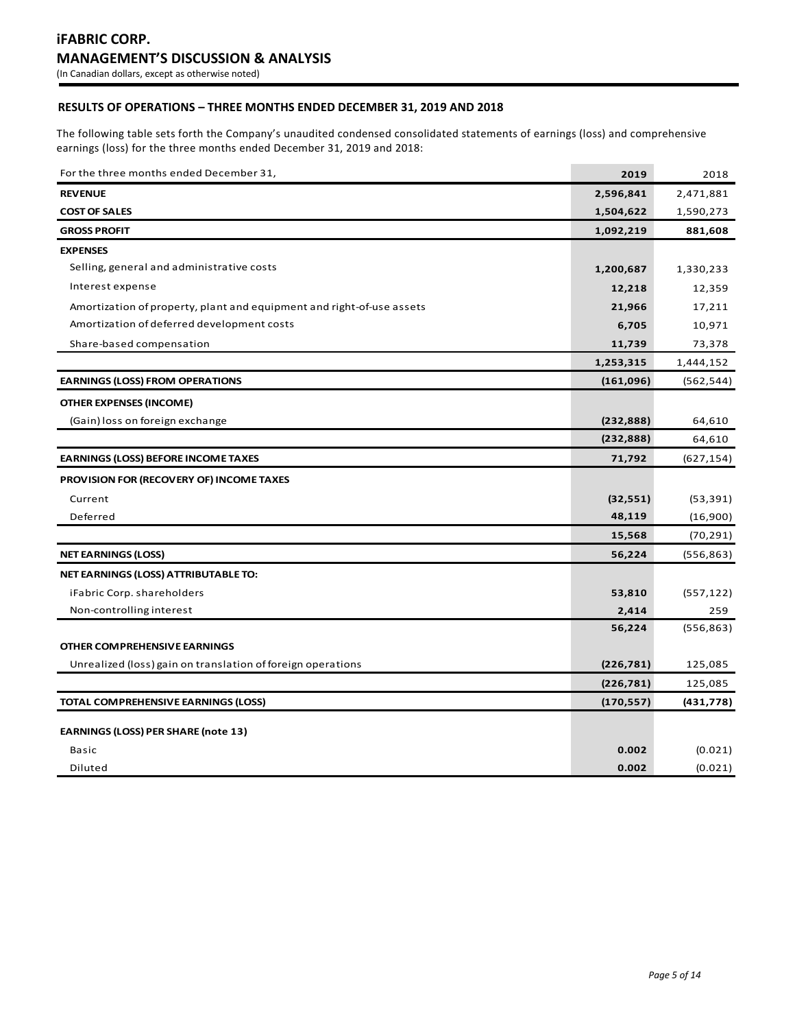## RESULTS OF OPERATIONS – THREE MONTHS ENDED DECEMBER 31, 2019 AND 2018

The following table sets forth the Company's unaudited condensed consolidated statements of earnings (loss) and comprehensive earnings (loss) for the three months ended December 31, 2019 and 2018:

| For the three months ended December 31, | 2019 | 2018 |
|---|---|---|
| **REVENUE** | **2,596,841** | 2,471,881 |
| **COST OF SALES** | **1,504,622** | 1,590,273 |
| **GROSS PROFIT** | **1,092,219** | **881,608** |
| **EXPENSES** | | |
| Selling, general and administrative costs | **1,200,687** | 1,330,233 |
| Interest expense | **12,218** | 12,359 |
| Amortization of property, plant and equipment and right-of-use assets | **21,966** | 17,211 |
| Amortization of deferred development costs | **6,705** | 10,971 |
| Share-based compensation | **11,739** | 73,378 |
| | **1,253,315** | 1,444,152 |
| **EARNINGS (LOSS) FROM OPERATIONS** | **(161,096)** | (562,544) |
| **OTHER EXPENSES (INCOME)** | | |
| (Gain) loss on foreign exchange | **(232,888)** | 64,610 |
| | **(232,888)** | 64,610 |
| **EARNINGS (LOSS) BEFORE INCOME TAXES** | **71,792** | (627,154) |
| **PROVISION FOR (RECOVERY OF) INCOME TAXES** | | |
| Current | **(32,551)** | (53,391) |
| Deferred | **48,119** | (16,900) |
| | **15,568** | (70,291) |
| **NET EARNINGS (LOSS)** | **56,224** | (556,863) |
| **NET EARNINGS (LOSS) ATTRIBUTABLE TO:** | | |
| iFabric Corp. shareholders | **53,810** | (557,122) |
| Non-controlling interest | **2,414** | 259 |
| | **56,224** | (556,863) |
| **OTHER COMPREHENSIVE EARNINGS** | | |
| Unrealized (loss) gain on translation of foreign operations | **(226,781)** | 125,085 |
| | **(226,781)** | 125,085 |
| **TOTAL COMPREHENSIVE EARNINGS (LOSS)** | **(170,557)** | **(431,778)** |
| **EARNINGS (LOSS) PER SHARE (note 13)** | | |
| Basic | **0.002** | (0.021) |
| Diluted | **0.002** | (0.021) |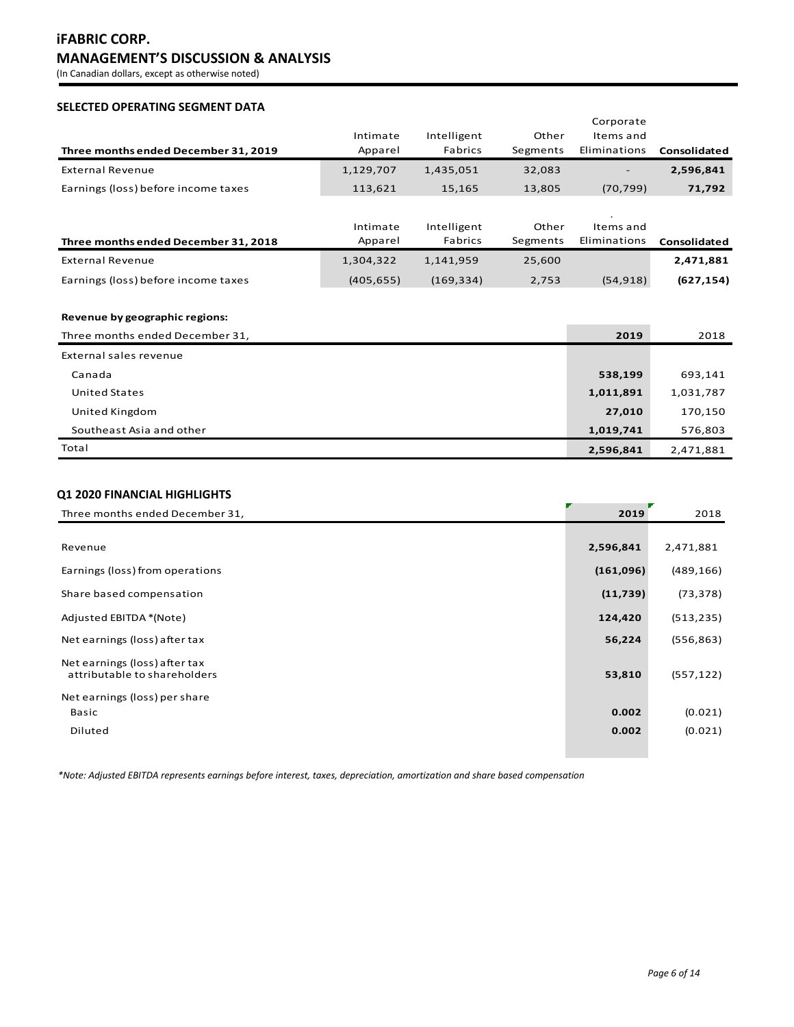## SELECTED OPERATING SEGMENT DATA

| Three months ended December 31, 2019 | Intimate Apparel | Intelligent Fabrics | Other Segments | Corporate Items and Eliminations | Consolidated |
|---|---|---|---|---|---|
| External Revenue | 1,129,707 | 1,435,051 | 32,083 | - | **2,596,841** |
| Earnings (loss) before income taxes | 113,621 | 15,165 | 13,805 | (70,799) | **71,792** |

| Three months ended December 31, 2018 | Intimate Apparel | Intelligent Fabrics | Other Segments | Items and Eliminations | Consolidated |
|---|---|---|---|---|---|
| External Revenue | 1,304,322 | 1,141,959 | 25,600 | | **2,471,881** |
| Earnings (loss) before income taxes | (405,655) | (169,334) | 2,753 | (54,918) | **(627,154)** |

**Revenue by geographic regions:**

| Three months ended December 31, | 2019 | 2018 |
|---|---|---|
| External sales revenue | | |
| Canada | **538,199** | 693,141 |
| United States | **1,011,891** | 1,031,787 |
| United Kingdom | **27,010** | 170,150 |
| Southeast Asia and other | **1,019,741** | 576,803 |
| Total | **2,596,841** | 2,471,881 |

## Q1 2020 FINANCIAL HIGHLIGHTS

| Three months ended December 31, | 2019 | 2018 |
|---|---|---|
| Revenue | **2,596,841** | 2,471,881 |
| Earnings (loss) from operations | **(161,096)** | (489,166) |
| Share based compensation | **(11,739)** | (73,378) |
| Adjusted EBITDA *(Note) | **124,420** | (513,235) |
| Net earnings (loss) after tax | **56,224** | (556,863) |
| Net earnings (loss) after tax attributable to shareholders | **53,810** | (557,122) |
| Net earnings (loss) per share | | |
| Basic | **0.002** | (0.021) |
| Diluted | **0.002** | (0.021) |

*\*Note: Adjusted EBITDA represents earnings before interest, taxes, depreciation, amortization and share based compensation*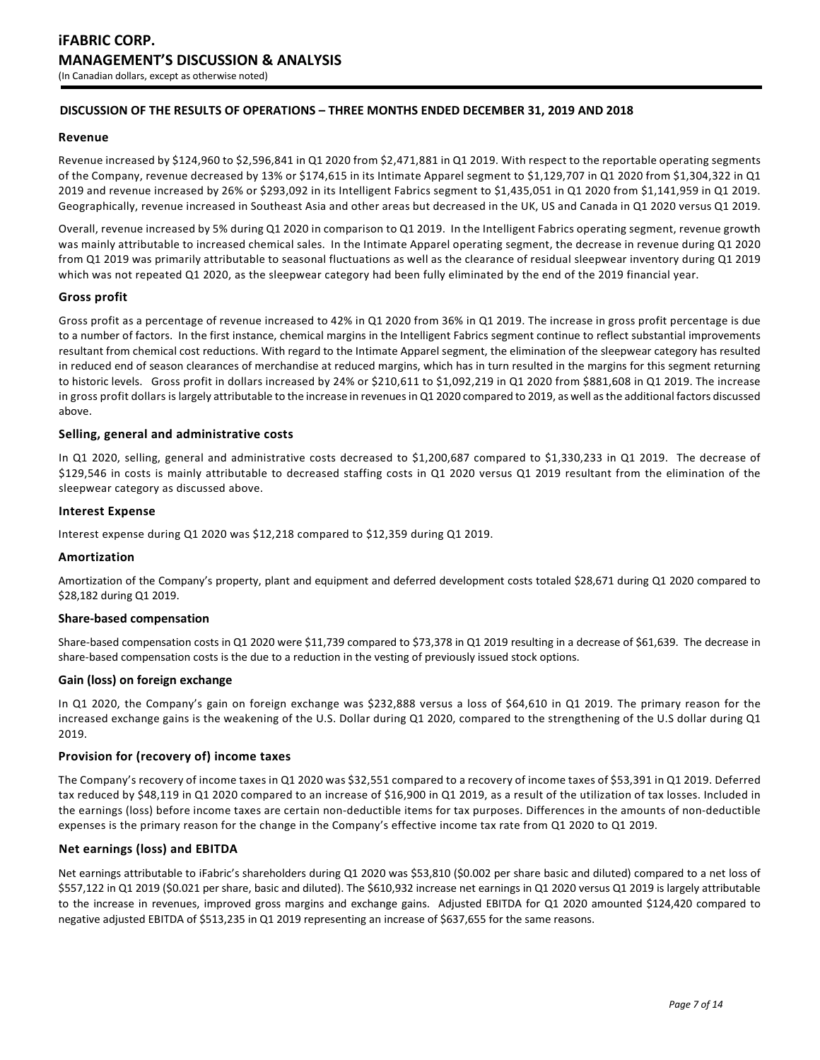## DISCUSSION OF THE RESULTS OF OPERATIONS – THREE MONTHS ENDED DECEMBER 31, 2019 AND 2018

### Revenue

Revenue increased by $124,960 to $2,596,841 in Q1 2020 from $2,471,881 in Q1 2019. With respect to the reportable operating segments of the Company, revenue decreased by 13% or $174,615 in its Intimate Apparel segment to $1,129,707 in Q1 2020 from $1,304,322 in Q1 2019 and revenue increased by 26% or $293,092 in its Intelligent Fabrics segment to $1,435,051 in Q1 2020 from $1,141,959 in Q1 2019. Geographically, revenue increased in Southeast Asia and other areas but decreased in the UK, US and Canada in Q1 2020 versus Q1 2019.

Overall, revenue increased by 5% during Q1 2020 in comparison to Q1 2019. In the Intelligent Fabrics operating segment, revenue growth was mainly attributable to increased chemical sales. In the Intimate Apparel operating segment, the decrease in revenue during Q1 2020 from Q1 2019 was primarily attributable to seasonal fluctuations as well as the clearance of residual sleepwear inventory during Q1 2019 which was not repeated Q1 2020, as the sleepwear category had been fully eliminated by the end of the 2019 financial year.

### Gross profit

Gross profit as a percentage of revenue increased to 42% in Q1 2020 from 36% in Q1 2019. The increase in gross profit percentage is due to a number of factors. In the first instance, chemical margins in the Intelligent Fabrics segment continue to reflect substantial improvements resultant from chemical cost reductions. With regard to the Intimate Apparel segment, the elimination of the sleepwear category has resulted in reduced end of season clearances of merchandise at reduced margins, which has in turn resulted in the margins for this segment returning to historic levels. Gross profit in dollars increased by 24% or $210,611 to $1,092,219 in Q1 2020 from $881,608 in Q1 2019. The increase in gross profit dollars is largely attributable to the increase in revenues in Q1 2020 compared to 2019, as well as the additional factors discussed above.

### Selling, general and administrative costs

In Q1 2020, selling, general and administrative costs decreased to $1,200,687 compared to $1,330,233 in Q1 2019. The decrease of $129,546 in costs is mainly attributable to decreased staffing costs in Q1 2020 versus Q1 2019 resultant from the elimination of the sleepwear category as discussed above.

### Interest Expense

Interest expense during Q1 2020 was $12,218 compared to $12,359 during Q1 2019.

### Amortization

Amortization of the Company's property, plant and equipment and deferred development costs totaled $28,671 during Q1 2020 compared to $28,182 during Q1 2019.

### Share-based compensation

Share-based compensation costs in Q1 2020 were $11,739 compared to $73,378 in Q1 2019 resulting in a decrease of $61,639. The decrease in share-based compensation costs is the due to a reduction in the vesting of previously issued stock options.

### Gain (loss) on foreign exchange

In Q1 2020, the Company's gain on foreign exchange was $232,888 versus a loss of $64,610 in Q1 2019. The primary reason for the increased exchange gains is the weakening of the U.S. Dollar during Q1 2020, compared to the strengthening of the U.S dollar during Q1 2019.

### Provision for (recovery of) income taxes

The Company's recovery of income taxes in Q1 2020 was $32,551 compared to a recovery of income taxes of $53,391 in Q1 2019. Deferred tax reduced by $48,119 in Q1 2020 compared to an increase of $16,900 in Q1 2019, as a result of the utilization of tax losses. Included in the earnings (loss) before income taxes are certain non-deductible items for tax purposes. Differences in the amounts of non-deductible expenses is the primary reason for the change in the Company's effective income tax rate from Q1 2020 to Q1 2019.

### Net earnings (loss) and EBITDA

Net earnings attributable to iFabric's shareholders during Q1 2020 was $53,810 ($0.002 per share basic and diluted) compared to a net loss of $557,122 in Q1 2019 ($0.021 per share, basic and diluted). The $610,932 increase net earnings in Q1 2020 versus Q1 2019 is largely attributable to the increase in revenues, improved gross margins and exchange gains. Adjusted EBITDA for Q1 2020 amounted $124,420 compared to negative adjusted EBITDA of $513,235 in Q1 2019 representing an increase of $637,655 for the same reasons.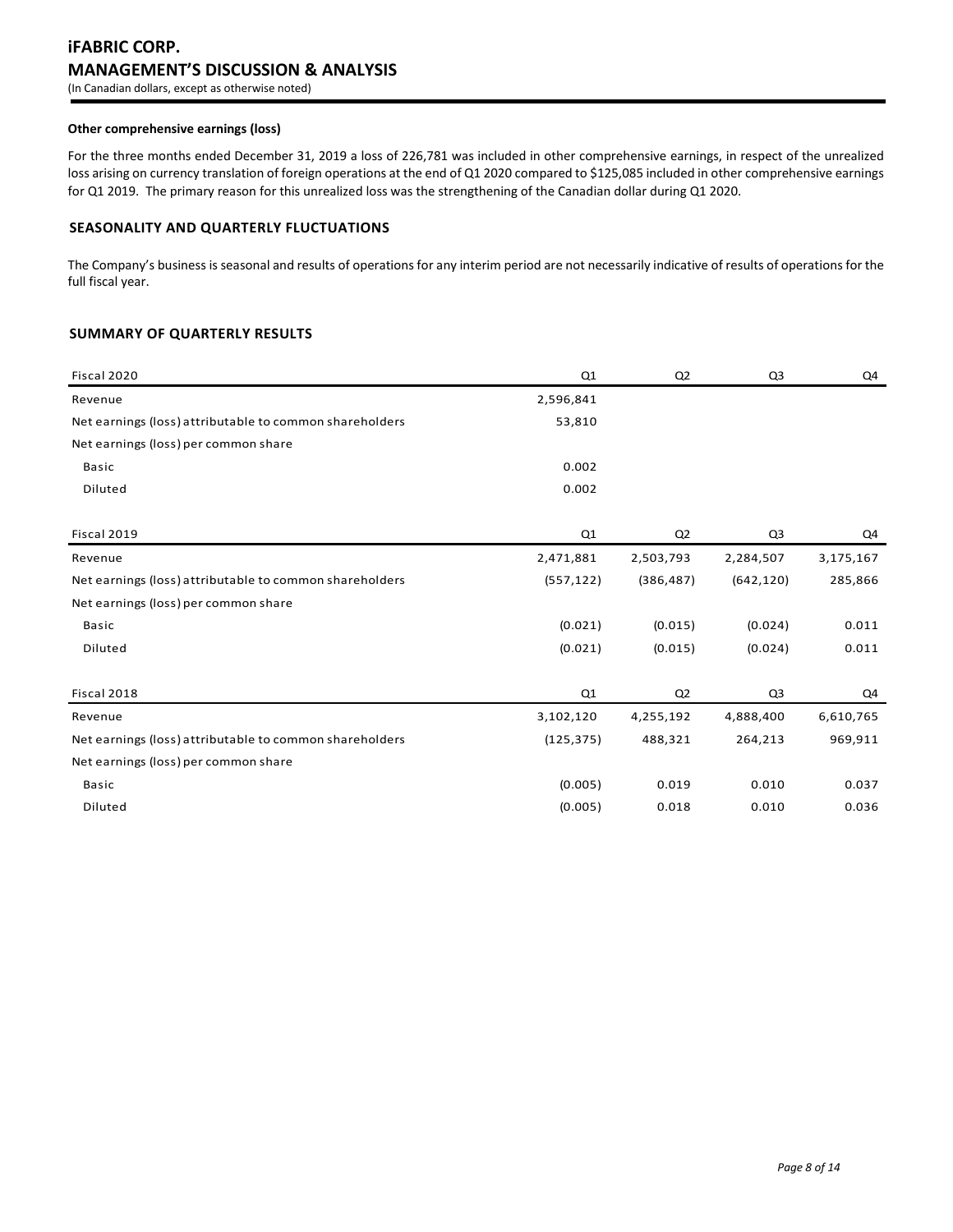#### Other comprehensive earnings (loss)

For the three months ended December 31, 2019 a loss of 226,781 was included in other comprehensive earnings, in respect of the unrealized loss arising on currency translation of foreign operations at the end of Q1 2020 compared to $125,085 included in other comprehensive earnings for Q1 2019. The primary reason for this unrealized loss was the strengthening of the Canadian dollar during Q1 2020.

## SEASONALITY AND QUARTERLY FLUCTUATIONS

The Company's business is seasonal and results of operations for any interim period are not necessarily indicative of results of operations for the full fiscal year.

## SUMMARY OF QUARTERLY RESULTS

| Fiscal 2020 | Q1 | Q2 | Q3 | Q4 |
|---|---|---|---|---|
| Revenue | 2,596,841 | | | |
| Net earnings (loss) attributable to common shareholders | 53,810 | | | |
| Net earnings (loss) per common share | | | | |
| Basic | 0.002 | | | |
| Diluted | 0.002 | | | |

| Fiscal 2019 | Q1 | Q2 | Q3 | Q4 |
|---|---|---|---|---|
| Revenue | 2,471,881 | 2,503,793 | 2,284,507 | 3,175,167 |
| Net earnings (loss) attributable to common shareholders | (557,122) | (386,487) | (642,120) | 285,866 |
| Net earnings (loss) per common share | | | | |
| Basic | (0.021) | (0.015) | (0.024) | 0.011 |
| Diluted | (0.021) | (0.015) | (0.024) | 0.011 |

| Fiscal 2018 | Q1 | Q2 | Q3 | Q4 |
|---|---|---|---|---|
| Revenue | 3,102,120 | 4,255,192 | 4,888,400 | 6,610,765 |
| Net earnings (loss) attributable to common shareholders | (125,375) | 488,321 | 264,213 | 969,911 |
| Net earnings (loss) per common share | | | | |
| Basic | (0.005) | 0.019 | 0.010 | 0.037 |
| Diluted | (0.005) | 0.018 | 0.010 | 0.036 |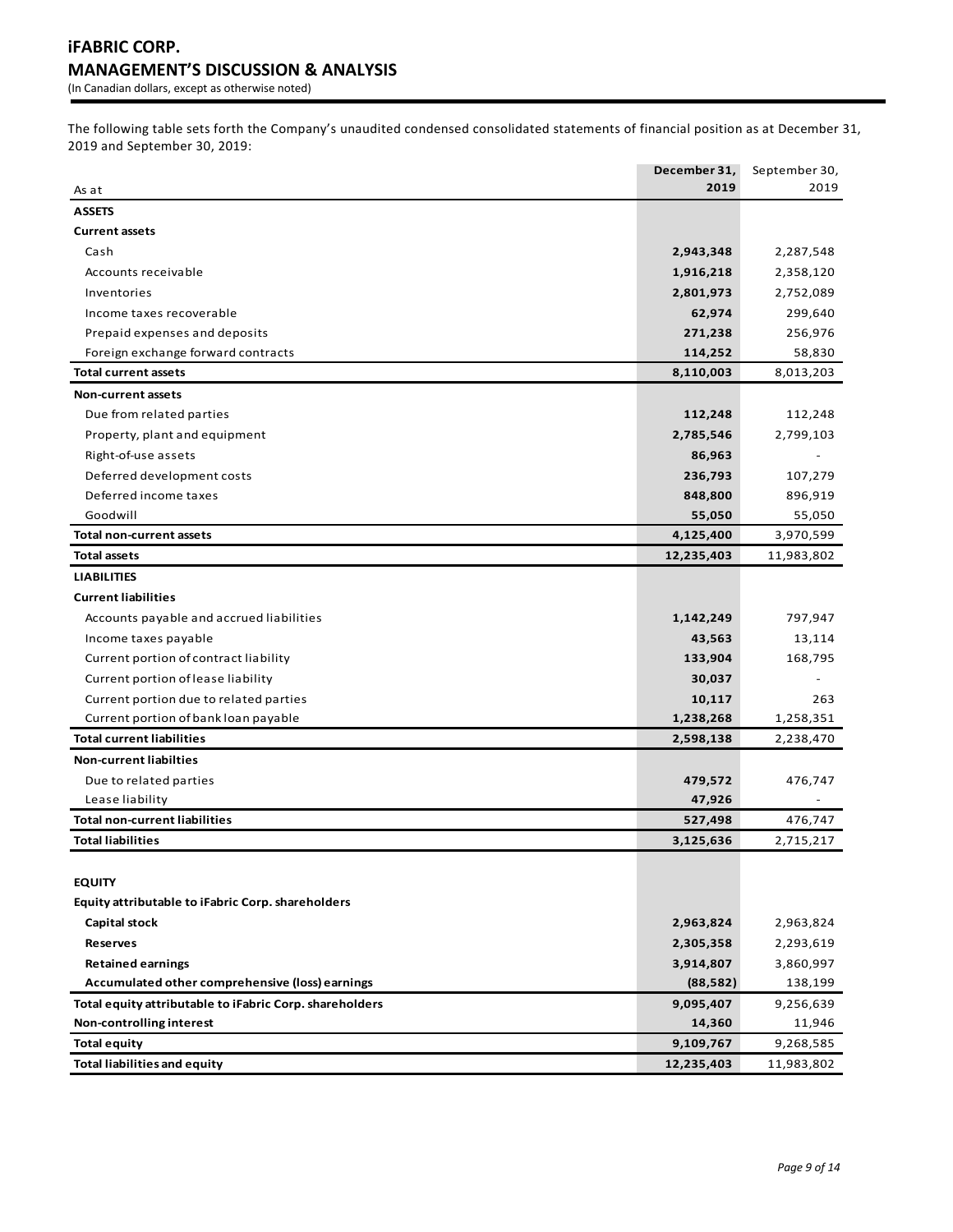The following table sets forth the Company's unaudited condensed consolidated statements of financial position as at December 31, 2019 and September 30, 2019:

| As at | December 31, 2019 | September 30, 2019 |
|---|---|---|
| **ASSETS** | | |
| **Current assets** | | |
| Cash | **2,943,348** | 2,287,548 |
| Accounts receivable | **1,916,218** | 2,358,120 |
| Inventories | **2,801,973** | 2,752,089 |
| Income taxes recoverable | **62,974** | 299,640 |
| Prepaid expenses and deposits | **271,238** | 256,976 |
| Foreign exchange forward contracts | **114,252** | 58,830 |
| **Total current assets** | **8,110,003** | 8,013,203 |
| **Non-current assets** | | |
| Due from related parties | **112,248** | 112,248 |
| Property, plant and equipment | **2,785,546** | 2,799,103 |
| Right-of-use assets | **86,963** | - |
| Deferred development costs | **236,793** | 107,279 |
| Deferred income taxes | **848,800** | 896,919 |
| Goodwill | **55,050** | 55,050 |
| **Total non-current assets** | **4,125,400** | 3,970,599 |
| **Total assets** | **12,235,403** | 11,983,802 |
| **LIABILITIES** | | |
| **Current liabilities** | | |
| Accounts payable and accrued liabilities | **1,142,249** | 797,947 |
| Income taxes payable | **43,563** | 13,114 |
| Current portion of contract liability | **133,904** | 168,795 |
| Current portion of lease liability | **30,037** | - |
| Current portion due to related parties | **10,117** | 263 |
| Current portion of bank loan payable | **1,238,268** | 1,258,351 |
| **Total current liabilities** | **2,598,138** | 2,238,470 |
| **Non-current liabilties** | | |
| Due to related parties | **479,572** | 476,747 |
| Lease liability | **47,926** | - |
| **Total non-current liabilities** | **527,498** | 476,747 |
| **Total liabilities** | **3,125,636** | 2,715,217 |
| **EQUITY** | | |
| **Equity attributable to iFabric Corp. shareholders** | | |
| **Capital stock** | **2,963,824** | 2,963,824 |
| **Reserves** | **2,305,358** | 2,293,619 |
| **Retained earnings** | **3,914,807** | 3,860,997 |
| **Accumulated other comprehensive (loss) earnings** | **(88,582)** | 138,199 |
| **Total equity attributable to iFabric Corp. shareholders** | **9,095,407** | 9,256,639 |
| **Non-controlling interest** | **14,360** | 11,946 |
| **Total equity** | **9,109,767** | 9,268,585 |
| **Total liabilities and equity** | **12,235,403** | 11,983,802 |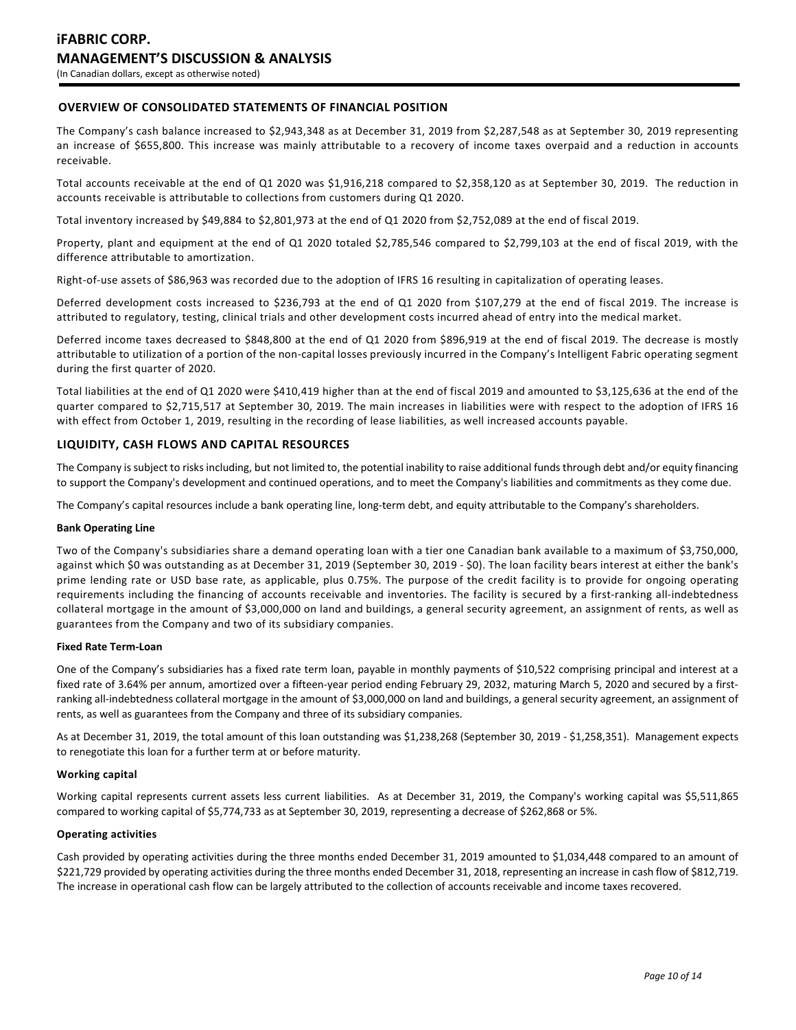## OVERVIEW OF CONSOLIDATED STATEMENTS OF FINANCIAL POSITION

The Company's cash balance increased to $2,943,348 as at December 31, 2019 from $2,287,548 as at September 30, 2019 representing an increase of $655,800. This increase was mainly attributable to a recovery of income taxes overpaid and a reduction in accounts receivable.

Total accounts receivable at the end of Q1 2020 was $1,916,218 compared to $2,358,120 as at September 30, 2019. The reduction in accounts receivable is attributable to collections from customers during Q1 2020.

Total inventory increased by $49,884 to $2,801,973 at the end of Q1 2020 from $2,752,089 at the end of fiscal 2019.

Property, plant and equipment at the end of Q1 2020 totaled $2,785,546 compared to $2,799,103 at the end of fiscal 2019, with the difference attributable to amortization.

Right-of-use assets of $86,963 was recorded due to the adoption of IFRS 16 resulting in capitalization of operating leases.

Deferred development costs increased to $236,793 at the end of Q1 2020 from $107,279 at the end of fiscal 2019. The increase is attributed to regulatory, testing, clinical trials and other development costs incurred ahead of entry into the medical market.

Deferred income taxes decreased to $848,800 at the end of Q1 2020 from $896,919 at the end of fiscal 2019. The decrease is mostly attributable to utilization of a portion of the non-capital losses previously incurred in the Company's Intelligent Fabric operating segment during the first quarter of 2020.

Total liabilities at the end of Q1 2020 were $410,419 higher than at the end of fiscal 2019 and amounted to $3,125,636 at the end of the quarter compared to $2,715,517 at September 30, 2019. The main increases in liabilities were with respect to the adoption of IFRS 16 with effect from October 1, 2019, resulting in the recording of lease liabilities, as well increased accounts payable.

## LIQUIDITY, CASH FLOWS AND CAPITAL RESOURCES

The Company is subject to risks including, but not limited to, the potential inability to raise additional funds through debt and/or equity financing to support the Company's development and continued operations, and to meet the Company's liabilities and commitments as they come due.

The Company's capital resources include a bank operating line, long-term debt, and equity attributable to the Company's shareholders.

**Bank Operating Line**

Two of the Company's subsidiaries share a demand operating loan with a tier one Canadian bank available to a maximum of $3,750,000, against which $0 was outstanding as at December 31, 2019 (September 30, 2019 - $0). The loan facility bears interest at either the bank's prime lending rate or USD base rate, as applicable, plus 0.75%. The purpose of the credit facility is to provide for ongoing operating requirements including the financing of accounts receivable and inventories. The facility is secured by a first-ranking all-indebtedness collateral mortgage in the amount of $3,000,000 on land and buildings, a general security agreement, an assignment of rents, as well as guarantees from the Company and two of its subsidiary companies.

**Fixed Rate Term-Loan**

One of the Company's subsidiaries has a fixed rate term loan, payable in monthly payments of $10,522 comprising principal and interest at a fixed rate of 3.64% per annum, amortized over a fifteen-year period ending February 29, 2032, maturing March 5, 2020 and secured by a first-ranking all-indebtedness collateral mortgage in the amount of $3,000,000 on land and buildings, a general security agreement, an assignment of rents, as well as guarantees from the Company and three of its subsidiary companies.

As at December 31, 2019, the total amount of this loan outstanding was $1,238,268 (September 30, 2019 - $1,258,351). Management expects to renegotiate this loan for a further term at or before maturity.

**Working capital**

Working capital represents current assets less current liabilities. As at December 31, 2019, the Company's working capital was $5,511,865 compared to working capital of $5,774,733 as at September 30, 2019, representing a decrease of $262,868 or 5%.

**Operating activities**

Cash provided by operating activities during the three months ended December 31, 2019 amounted to $1,034,448 compared to an amount of $221,729 provided by operating activities during the three months ended December 31, 2018, representing an increase in cash flow of $812,719. The increase in operational cash flow can be largely attributed to the collection of accounts receivable and income taxes recovered.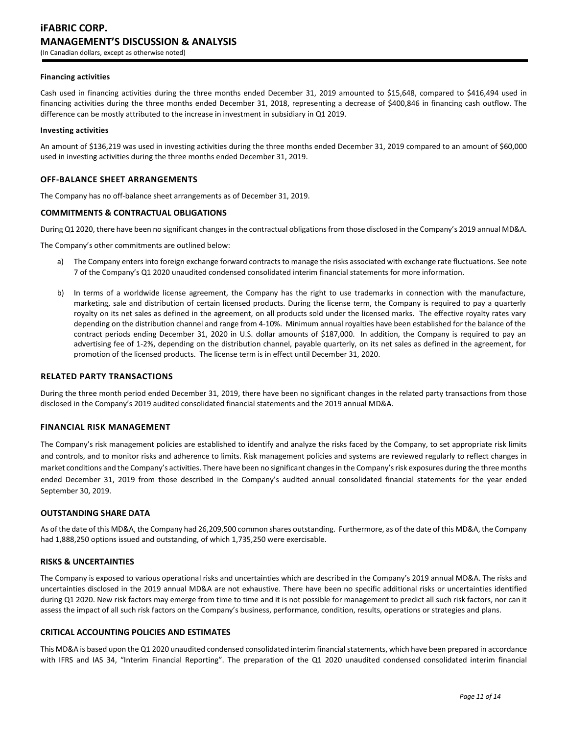#### Financing activities

Cash used in financing activities during the three months ended December 31, 2019 amounted to $15,648, compared to $416,494 used in financing activities during the three months ended December 31, 2018, representing a decrease of $400,846 in financing cash outflow. The difference can be mostly attributed to the increase in investment in subsidiary in Q1 2019.

#### Investing activities

An amount of $136,219 was used in investing activities during the three months ended December 31, 2019 compared to an amount of $60,000 used in investing activities during the three months ended December 31, 2019.

### OFF-BALANCE SHEET ARRANGEMENTS

The Company has no off-balance sheet arrangements as of December 31, 2019.

### COMMITMENTS & CONTRACTUAL OBLIGATIONS

During Q1 2020, there have been no significant changes in the contractual obligations from those disclosed in the Company's 2019 annual MD&A.

The Company's other commitments are outlined below:

a) The Company enters into foreign exchange forward contracts to manage the risks associated with exchange rate fluctuations. See note 7 of the Company's Q1 2020 unaudited condensed consolidated interim financial statements for more information.

b) In terms of a worldwide license agreement, the Company has the right to use trademarks in connection with the manufacture, marketing, sale and distribution of certain licensed products. During the license term, the Company is required to pay a quarterly royalty on its net sales as defined in the agreement, on all products sold under the licensed marks. The effective royalty rates vary depending on the distribution channel and range from 4-10%. Minimum annual royalties have been established for the balance of the contract periods ending December 31, 2020 in U.S. dollar amounts of $187,000. In addition, the Company is required to pay an advertising fee of 1-2%, depending on the distribution channel, payable quarterly, on its net sales as defined in the agreement, for promotion of the licensed products. The license term is in effect until December 31, 2020.

### RELATED PARTY TRANSACTIONS

During the three month period ended December 31, 2019, there have been no significant changes in the related party transactions from those disclosed in the Company's 2019 audited consolidated financial statements and the 2019 annual MD&A.

### FINANCIAL RISK MANAGEMENT

The Company's risk management policies are established to identify and analyze the risks faced by the Company, to set appropriate risk limits and controls, and to monitor risks and adherence to limits. Risk management policies and systems are reviewed regularly to reflect changes in market conditions and the Company's activities. There have been no significant changes in the Company's risk exposures during the three months ended December 31, 2019 from those described in the Company's audited annual consolidated financial statements for the year ended September 30, 2019.

### OUTSTANDING SHARE DATA

As of the date of this MD&A, the Company had 26,209,500 common shares outstanding. Furthermore, as of the date of this MD&A, the Company had 1,888,250 options issued and outstanding, of which 1,735,250 were exercisable.

### RISKS & UNCERTAINTIES

The Company is exposed to various operational risks and uncertainties which are described in the Company's 2019 annual MD&A. The risks and uncertainties disclosed in the 2019 annual MD&A are not exhaustive. There have been no specific additional risks or uncertainties identified during Q1 2020. New risk factors may emerge from time to time and it is not possible for management to predict all such risk factors, nor can it assess the impact of all such risk factors on the Company's business, performance, condition, results, operations or strategies and plans.

### CRITICAL ACCOUNTING POLICIES AND ESTIMATES

This MD&A is based upon the Q1 2020 unaudited condensed consolidated interim financial statements, which have been prepared in accordance with IFRS and IAS 34, "Interim Financial Reporting". The preparation of the Q1 2020 unaudited condensed consolidated interim financial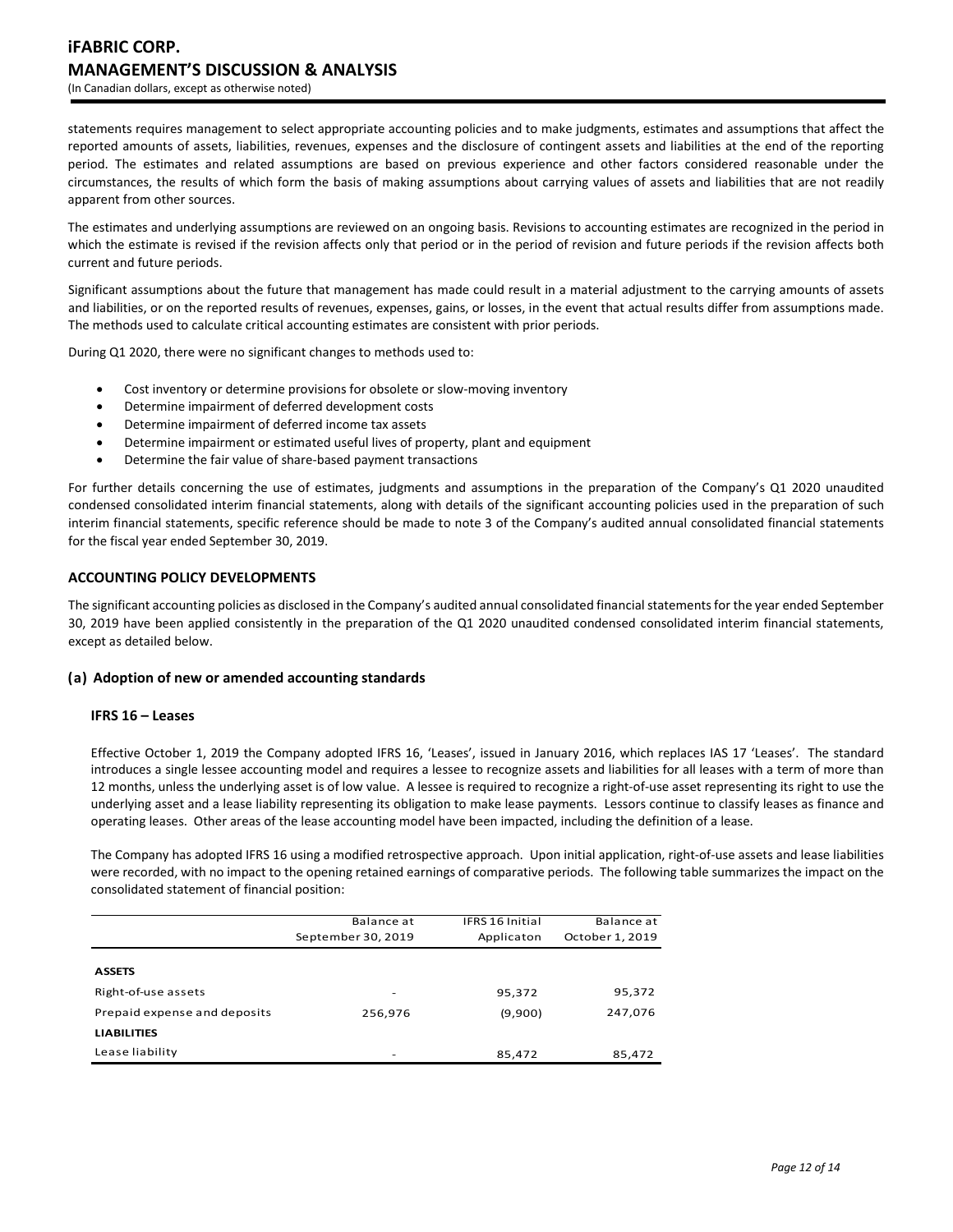statements requires management to select appropriate accounting policies and to make judgments, estimates and assumptions that affect the reported amounts of assets, liabilities, revenues, expenses and the disclosure of contingent assets and liabilities at the end of the reporting period. The estimates and related assumptions are based on previous experience and other factors considered reasonable under the circumstances, the results of which form the basis of making assumptions about carrying values of assets and liabilities that are not readily apparent from other sources.

The estimates and underlying assumptions are reviewed on an ongoing basis. Revisions to accounting estimates are recognized in the period in which the estimate is revised if the revision affects only that period or in the period of revision and future periods if the revision affects both current and future periods.

Significant assumptions about the future that management has made could result in a material adjustment to the carrying amounts of assets and liabilities, or on the reported results of revenues, expenses, gains, or losses, in the event that actual results differ from assumptions made. The methods used to calculate critical accounting estimates are consistent with prior periods.

During Q1 2020, there were no significant changes to methods used to:

- Cost inventory or determine provisions for obsolete or slow-moving inventory
- Determine impairment of deferred development costs
- Determine impairment of deferred income tax assets
- Determine impairment or estimated useful lives of property, plant and equipment
- Determine the fair value of share-based payment transactions

For further details concerning the use of estimates, judgments and assumptions in the preparation of the Company's Q1 2020 unaudited condensed consolidated interim financial statements, along with details of the significant accounting policies used in the preparation of such interim financial statements, specific reference should be made to note 3 of the Company's audited annual consolidated financial statements for the fiscal year ended September 30, 2019.

## ACCOUNTING POLICY DEVELOPMENTS

The significant accounting policies as disclosed in the Company's audited annual consolidated financial statements for the year ended September 30, 2019 have been applied consistently in the preparation of the Q1 2020 unaudited condensed consolidated interim financial statements, except as detailed below.

### (a) Adoption of new or amended accounting standards

#### IFRS 16 – Leases

Effective October 1, 2019 the Company adopted IFRS 16, 'Leases', issued in January 2016, which replaces IAS 17 'Leases'. The standard introduces a single lessee accounting model and requires a lessee to recognize assets and liabilities for all leases with a term of more than 12 months, unless the underlying asset is of low value. A lessee is required to recognize a right-of-use asset representing its right to use the underlying asset and a lease liability representing its obligation to make lease payments. Lessors continue to classify leases as finance and operating leases. Other areas of the lease accounting model have been impacted, including the definition of a lease.

The Company has adopted IFRS 16 using a modified retrospective approach. Upon initial application, right-of-use assets and lease liabilities were recorded, with no impact to the opening retained earnings of comparative periods. The following table summarizes the impact on the consolidated statement of financial position:

| | Balance at September 30, 2019 | IFRS 16 Initial Applicaton | Balance at October 1, 2019 |
|---|---|---|---|
| **ASSETS** | | | |
| Right-of-use assets | - | 95,372 | 95,372 |
| Prepaid expense and deposits | 256,976 | (9,900) | 247,076 |
| **LIABILITIES** | | | |
| Lease liability | - | 85,472 | 85,472 |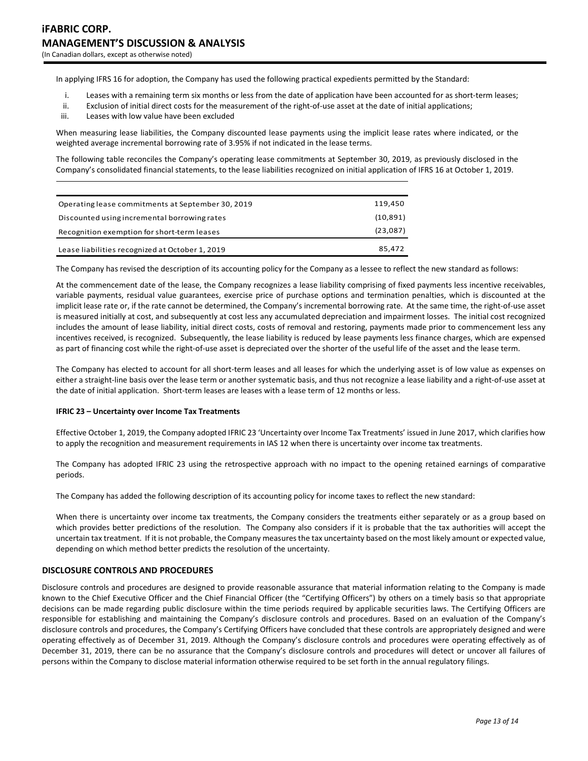In applying IFRS 16 for adoption, the Company has used the following practical expedients permitted by the Standard:

i. Leases with a remaining term six months or less from the date of application have been accounted for as short-term leases;
ii. Exclusion of initial direct costs for the measurement of the right-of-use asset at the date of initial applications;
iii. Leases with low value have been excluded

When measuring lease liabilities, the Company discounted lease payments using the implicit lease rates where indicated, or the weighted average incremental borrowing rate of 3.95% if not indicated in the lease terms.

The following table reconciles the Company's operating lease commitments at September 30, 2019, as previously disclosed in the Company's consolidated financial statements, to the lease liabilities recognized on initial application of IFRS 16 at October 1, 2019.

| | |
|---|---|
| Operating lease commitments at September 30, 2019 | 119,450 |
| Discounted using incremental borrowing rates | (10,891) |
| Recognition exemption for short-term leases | (23,087) |
| Lease liabilities recognized at October 1, 2019 | 85,472 |

The Company has revised the description of its accounting policy for the Company as a lessee to reflect the new standard as follows:

At the commencement date of the lease, the Company recognizes a lease liability comprising of fixed payments less incentive receivables, variable payments, residual value guarantees, exercise price of purchase options and termination penalties, which is discounted at the implicit lease rate or, if the rate cannot be determined, the Company's incremental borrowing rate. At the same time, the right-of-use asset is measured initially at cost, and subsequently at cost less any accumulated depreciation and impairment losses. The initial cost recognized includes the amount of lease liability, initial direct costs, costs of removal and restoring, payments made prior to commencement less any incentives received, is recognized. Subsequently, the lease liability is reduced by lease payments less finance charges, which are expensed as part of financing cost while the right-of-use asset is depreciated over the shorter of the useful life of the asset and the lease term.

The Company has elected to account for all short-term leases and all leases for which the underlying asset is of low value as expenses on either a straight-line basis over the lease term or another systematic basis, and thus not recognize a lease liability and a right-of-use asset at the date of initial application. Short-term leases are leases with a lease term of 12 months or less.

**IFRIC 23 – Uncertainty over Income Tax Treatments**

Effective October 1, 2019, the Company adopted IFRIC 23 'Uncertainty over Income Tax Treatments' issued in June 2017, which clarifies how to apply the recognition and measurement requirements in IAS 12 when there is uncertainty over income tax treatments.

The Company has adopted IFRIC 23 using the retrospective approach with no impact to the opening retained earnings of comparative periods.

The Company has added the following description of its accounting policy for income taxes to reflect the new standard:

When there is uncertainty over income tax treatments, the Company considers the treatments either separately or as a group based on which provides better predictions of the resolution. The Company also considers if it is probable that the tax authorities will accept the uncertain tax treatment. If it is not probable, the Company measures the tax uncertainty based on the most likely amount or expected value, depending on which method better predicts the resolution of the uncertainty.

## DISCLOSURE CONTROLS AND PROCEDURES

Disclosure controls and procedures are designed to provide reasonable assurance that material information relating to the Company is made known to the Chief Executive Officer and the Chief Financial Officer (the "Certifying Officers") by others on a timely basis so that appropriate decisions can be made regarding public disclosure within the time periods required by applicable securities laws. The Certifying Officers are responsible for establishing and maintaining the Company's disclosure controls and procedures. Based on an evaluation of the Company's disclosure controls and procedures, the Company's Certifying Officers have concluded that these controls are appropriately designed and were operating effectively as of December 31, 2019. Although the Company's disclosure controls and procedures were operating effectively as of December 31, 2019, there can be no assurance that the Company's disclosure controls and procedures will detect or uncover all failures of persons within the Company to disclose material information otherwise required to be set forth in the annual regulatory filings.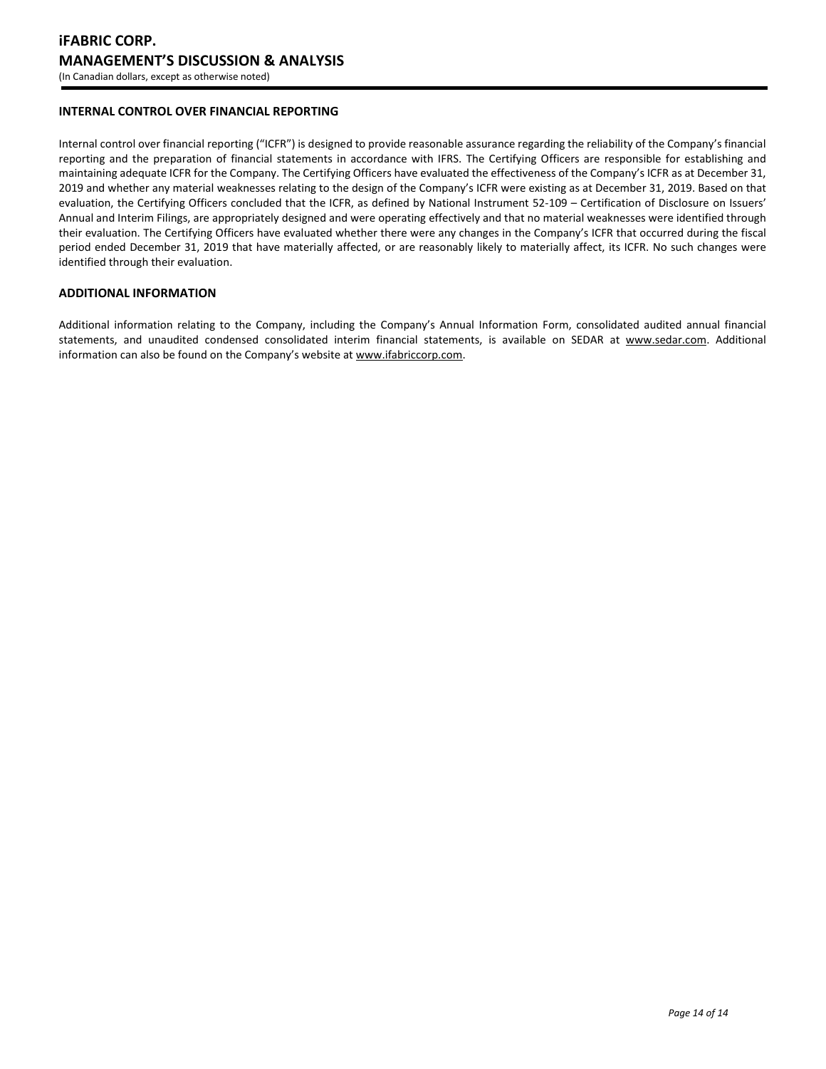## INTERNAL CONTROL OVER FINANCIAL REPORTING

Internal control over financial reporting ("ICFR") is designed to provide reasonable assurance regarding the reliability of the Company's financial reporting and the preparation of financial statements in accordance with IFRS. The Certifying Officers are responsible for establishing and maintaining adequate ICFR for the Company. The Certifying Officers have evaluated the effectiveness of the Company's ICFR as at December 31, 2019 and whether any material weaknesses relating to the design of the Company's ICFR were existing as at December 31, 2019. Based on that evaluation, the Certifying Officers concluded that the ICFR, as defined by National Instrument 52-109 – Certification of Disclosure on Issuers' Annual and Interim Filings, are appropriately designed and were operating effectively and that no material weaknesses were identified through their evaluation. The Certifying Officers have evaluated whether there were any changes in the Company's ICFR that occurred during the fiscal period ended December 31, 2019 that have materially affected, or are reasonably likely to materially affect, its ICFR. No such changes were identified through their evaluation.

## ADDITIONAL INFORMATION

Additional information relating to the Company, including the Company's Annual Information Form, consolidated audited annual financial statements, and unaudited condensed consolidated interim financial statements, is available on SEDAR at www.sedar.com. Additional information can also be found on the Company's website at www.ifabriccorp.com.